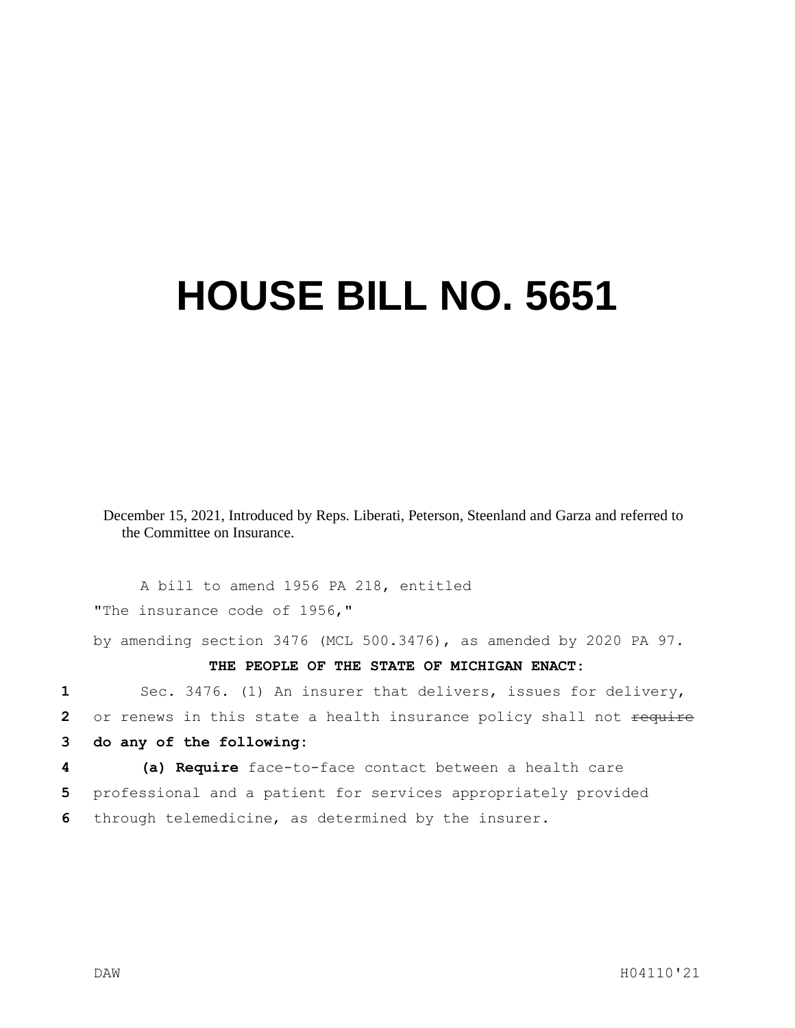# HOUSE BILL NO. 5651

December 15, 2021, Introduced by Reps. Liberati, Peterson, Steenland and Garza and referred to the Committee on Insurance.

A bill to amend 1956 PA 218, entitled

"The insurance code of 1956,"

by amending section 3476 (MCL 500.3476), as amended by 2020 PA 97.

**THE PEOPLE OF THE STATE OF MICHIGAN ENACT:**

1 Sec. 3476. (1) An insurer that delivers, issues for delivery,
2 or renews in this state a health insurance policy shall not ~~require~~
3 **do any of the following:**
4 **(a) Require** face-to-face contact between a health care
5 professional and a patient for services appropriately provided
6 through telemedicine, as determined by the insurer.

DAW H04110'21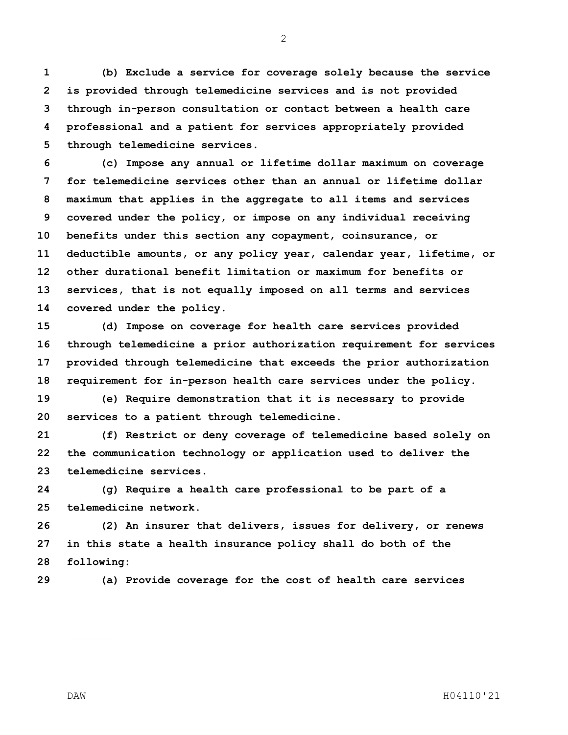**(b) Exclude a service for coverage solely because the service is provided through telemedicine services and is not provided through in-person consultation or contact between a health care professional and a patient for services appropriately provided through telemedicine services.**

**(c) Impose any annual or lifetime dollar maximum on coverage for telemedicine services other than an annual or lifetime dollar maximum that applies in the aggregate to all items and services covered under the policy, or impose on any individual receiving benefits under this section any copayment, coinsurance, or deductible amounts, or any policy year, calendar year, lifetime, or other durational benefit limitation or maximum for benefits or services, that is not equally imposed on all terms and services covered under the policy.**

**(d) Impose on coverage for health care services provided through telemedicine a prior authorization requirement for services provided through telemedicine that exceeds the prior authorization requirement for in-person health care services under the policy.**

**(e) Require demonstration that it is necessary to provide services to a patient through telemedicine.**

**(f) Restrict or deny coverage of telemedicine based solely on the communication technology or application used to deliver the telemedicine services.**

**(g) Require a health care professional to be part of a telemedicine network.**

**(2) An insurer that delivers, issues for delivery, or renews in this state a health insurance policy shall do both of the following:**

**(a) Provide coverage for the cost of health care services**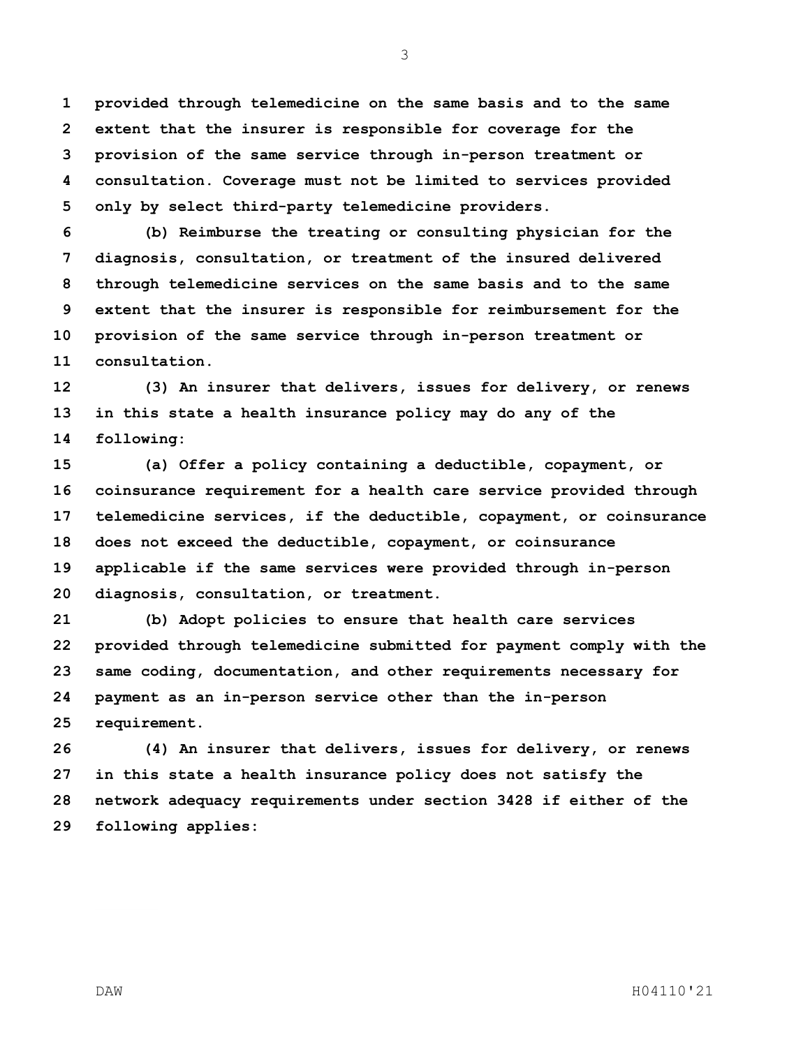**provided through telemedicine on the same basis and to the same extent that the insurer is responsible for coverage for the provision of the same service through in-person treatment or consultation. Coverage must not be limited to services provided only by select third-party telemedicine providers.**

**(b) Reimburse the treating or consulting physician for the diagnosis, consultation, or treatment of the insured delivered through telemedicine services on the same basis and to the same extent that the insurer is responsible for reimbursement for the provision of the same service through in-person treatment or consultation.**

**(3) An insurer that delivers, issues for delivery, or renews in this state a health insurance policy may do any of the following:**

**(a) Offer a policy containing a deductible, copayment, or coinsurance requirement for a health care service provided through telemedicine services, if the deductible, copayment, or coinsurance does not exceed the deductible, copayment, or coinsurance applicable if the same services were provided through in-person diagnosis, consultation, or treatment.**

**(b) Adopt policies to ensure that health care services provided through telemedicine submitted for payment comply with the same coding, documentation, and other requirements necessary for payment as an in-person service other than the in-person requirement.**

**(4) An insurer that delivers, issues for delivery, or renews in this state a health insurance policy does not satisfy the network adequacy requirements under section 3428 if either of the following applies:**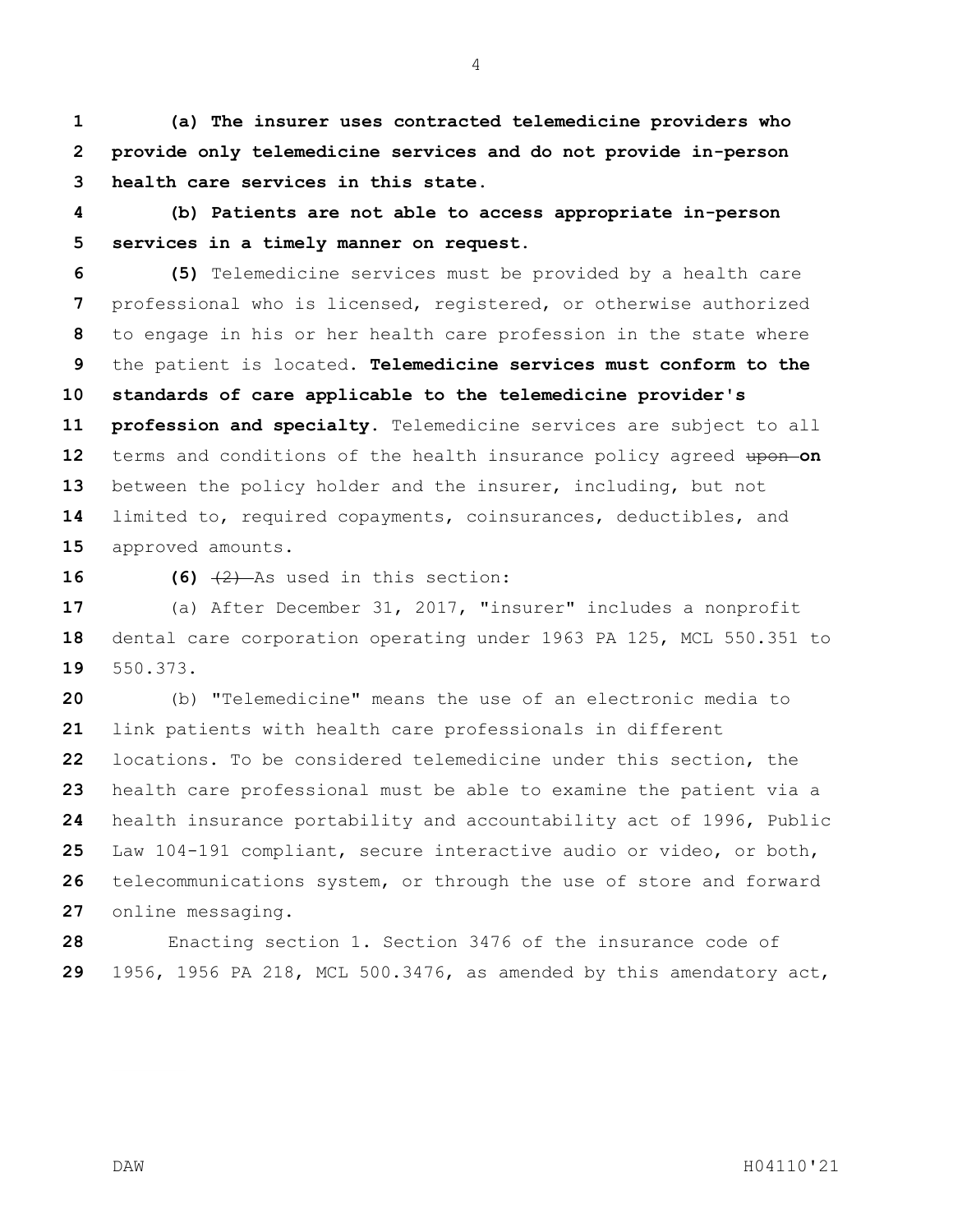**(a) The insurer uses contracted telemedicine providers who provide only telemedicine services and do not provide in-person health care services in this state.**

**(b) Patients are not able to access appropriate in-person services in a timely manner on request.**

**(5)** Telemedicine services must be provided by a health care professional who is licensed, registered, or otherwise authorized to engage in his or her health care profession in the state where the patient is located. **Telemedicine services must conform to the standards of care applicable to the telemedicine provider's profession and specialty.** Telemedicine services are subject to all terms and conditions of the health insurance policy agreed ~~upon~~ **on** between the policy holder and the insurer, including, but not limited to, required copayments, coinsurances, deductibles, and approved amounts.

**(6)** ~~(2)~~ As used in this section:

(a) After December 31, 2017, "insurer" includes a nonprofit dental care corporation operating under 1963 PA 125, MCL 550.351 to 550.373.

(b) "Telemedicine" means the use of an electronic media to link patients with health care professionals in different locations. To be considered telemedicine under this section, the health care professional must be able to examine the patient via a health insurance portability and accountability act of 1996, Public Law 104-191 compliant, secure interactive audio or video, or both, telecommunications system, or through the use of store and forward online messaging.

Enacting section 1. Section 3476 of the insurance code of 1956, 1956 PA 218, MCL 500.3476, as amended by this amendatory act,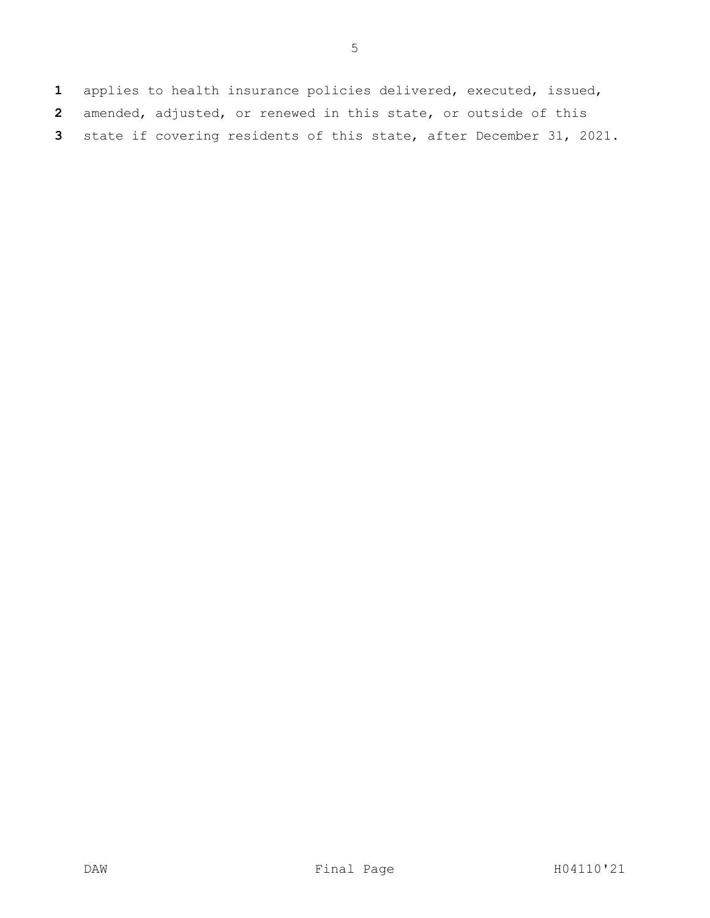applies to health insurance policies delivered, executed, issued, amended, adjusted, or renewed in this state, or outside of this state if covering residents of this state, after December 31, 2021.